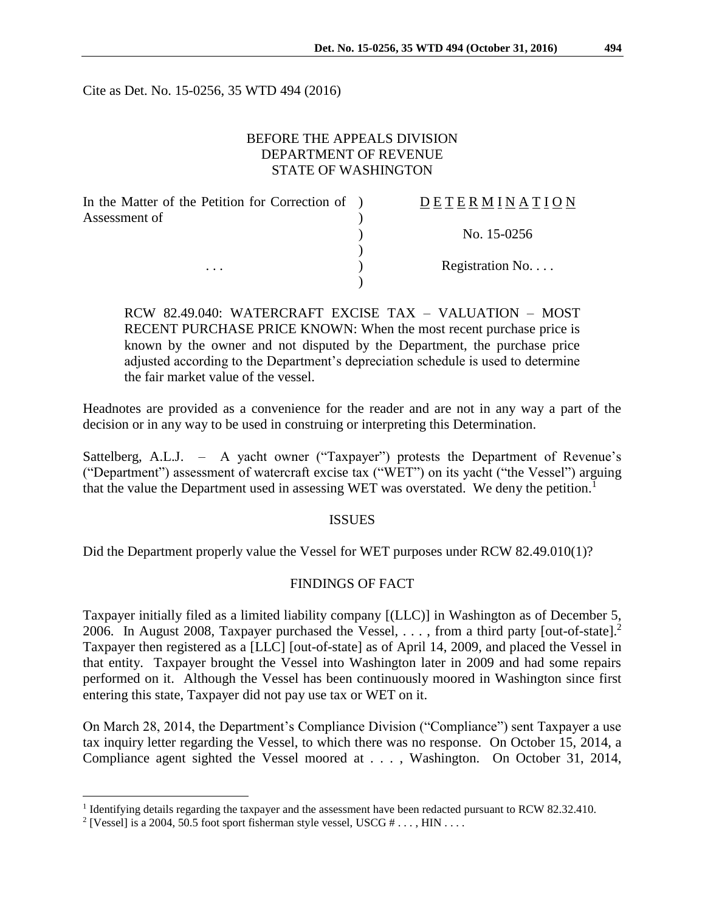Cite as Det. No. 15-0256, 35 WTD 494 (2016)

BEFORE THE APPEALS DIVISION
DEPARTMENT OF REVENUE
STATE OF WASHINGTON

| In the Matter of the Petition for Correction of Assessment of | D E T E R M I N A T I O N |
|---|---|
| | No. 15-0256 |
| . . . | Registration No. . . . |

RCW 82.49.040: WATERCRAFT EXCISE TAX – VALUATION – MOST RECENT PURCHASE PRICE KNOWN: When the most recent purchase price is known by the owner and not disputed by the Department, the purchase price adjusted according to the Department's depreciation schedule is used to determine the fair market value of the vessel.

Headnotes are provided as a convenience for the reader and are not in any way a part of the decision or in any way to be used in construing or interpreting this Determination.

Sattelberg, A.L.J. – A yacht owner ("Taxpayer") protests the Department of Revenue's ("Department") assessment of watercraft excise tax ("WET") on its yacht ("the Vessel") arguing that the value the Department used in assessing WET was overstated. We deny the petition.[1]

## ISSUES

Did the Department properly value the Vessel for WET purposes under RCW 82.49.010(1)?

## FINDINGS OF FACT

Taxpayer initially filed as a limited liability company [(LLC)] in Washington as of December 5, 2006. In August 2008, Taxpayer purchased the Vessel, . . . , from a third party [out-of-state].[2] Taxpayer then registered as a [LLC] [out-of-state] as of April 14, 2009, and placed the Vessel in that entity. Taxpayer brought the Vessel into Washington later in 2009 and had some repairs performed on it. Although the Vessel has been continuously moored in Washington since first entering this state, Taxpayer did not pay use tax or WET on it.

On March 28, 2014, the Department's Compliance Division ("Compliance") sent Taxpayer a use tax inquiry letter regarding the Vessel, to which there was no response. On October 15, 2014, a Compliance agent sighted the Vessel moored at . . . , Washington. On October 31, 2014,

[1] Identifying details regarding the taxpayer and the assessment have been redacted pursuant to RCW 82.32.410.

[2] [Vessel] is a 2004, 50.5 foot sport fisherman style vessel, USCG # . . . , HIN . . . .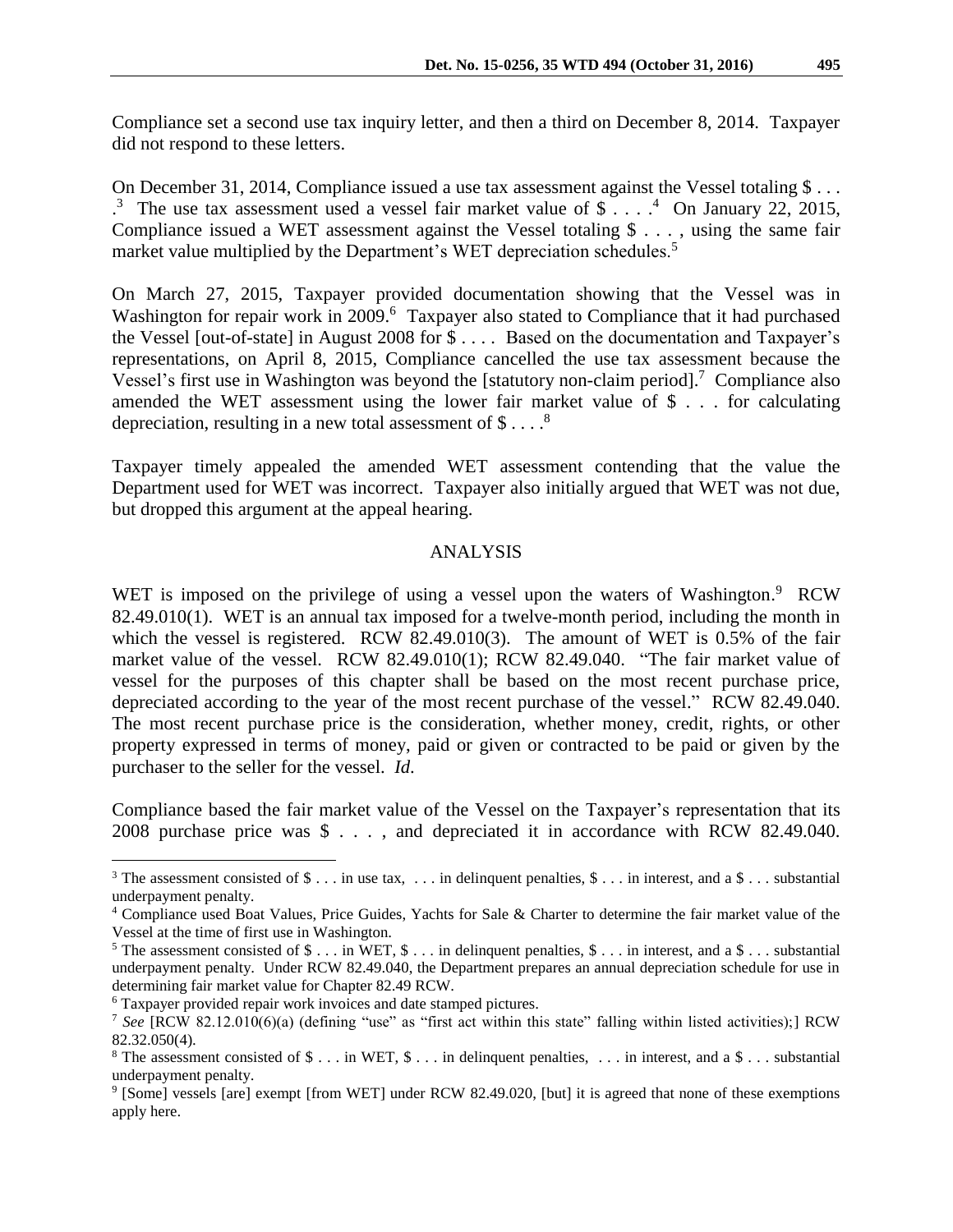Compliance set a second use tax inquiry letter, and then a third on December 8, 2014. Taxpayer did not respond to these letters.

On December 31, 2014, Compliance issued a use tax assessment against the Vessel totaling $ . . . .[3] The use tax assessment used a vessel fair market value of $ . . . .[4] On January 22, 2015, Compliance issued a WET assessment against the Vessel totaling $ . . . , using the same fair market value multiplied by the Department's WET depreciation schedules.[5]

On March 27, 2015, Taxpayer provided documentation showing that the Vessel was in Washington for repair work in 2009.[6] Taxpayer also stated to Compliance that it had purchased the Vessel [out-of-state] in August 2008 for $ . . . . Based on the documentation and Taxpayer's representations, on April 8, 2015, Compliance cancelled the use tax assessment because the Vessel's first use in Washington was beyond the [statutory non-claim period].[7] Compliance also amended the WET assessment using the lower fair market value of $ . . . for calculating depreciation, resulting in a new total assessment of $ . . . .[8]

Taxpayer timely appealed the amended WET assessment contending that the value the Department used for WET was incorrect. Taxpayer also initially argued that WET was not due, but dropped this argument at the appeal hearing.

## ANALYSIS

WET is imposed on the privilege of using a vessel upon the waters of Washington.[9] RCW 82.49.010(1). WET is an annual tax imposed for a twelve-month period, including the month in which the vessel is registered. RCW 82.49.010(3). The amount of WET is 0.5% of the fair market value of the vessel. RCW 82.49.010(1); RCW 82.49.040. "The fair market value of vessel for the purposes of this chapter shall be based on the most recent purchase price, depreciated according to the year of the most recent purchase of the vessel." RCW 82.49.040. The most recent purchase price is the consideration, whether money, credit, rights, or other property expressed in terms of money, paid or given or contracted to be paid or given by the purchaser to the seller for the vessel. *Id.*

Compliance based the fair market value of the Vessel on the Taxpayer's representation that its 2008 purchase price was $ . . . , and depreciated it in accordance with RCW 82.49.040.

---

[3] The assessment consisted of $ . . . in use tax, . . . in delinquent penalties, $ . . . in interest, and a $ . . . substantial underpayment penalty.

[4] Compliance used Boat Values, Price Guides, Yachts for Sale & Charter to determine the fair market value of the Vessel at the time of first use in Washington.

[5] The assessment consisted of $ . . . in WET, $ . . . in delinquent penalties, $ . . . in interest, and a $ . . . substantial underpayment penalty. Under RCW 82.49.040, the Department prepares an annual depreciation schedule for use in determining fair market value for Chapter 82.49 RCW.

[6] Taxpayer provided repair work invoices and date stamped pictures.

[7] *See* [RCW 82.12.010(6)(a) (defining "use" as "first act within this state" falling within listed activities);] RCW 82.32.050(4).

[8] The assessment consisted of $ . . . in WET, $ . . . in delinquent penalties, . . . in interest, and a $ . . . substantial underpayment penalty.

[9] [Some] vessels [are] exempt [from WET] under RCW 82.49.020, [but] it is agreed that none of these exemptions apply here.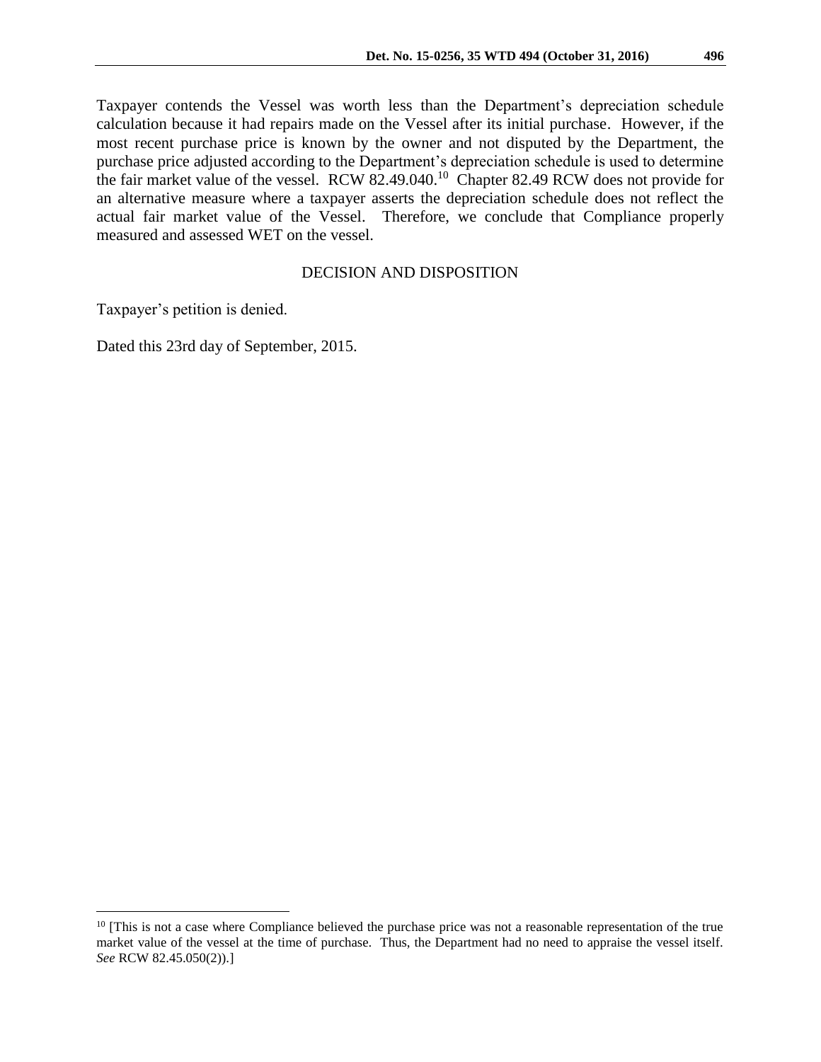Taxpayer contends the Vessel was worth less than the Department's depreciation schedule calculation because it had repairs made on the Vessel after its initial purchase. However, if the most recent purchase price is known by the owner and not disputed by the Department, the purchase price adjusted according to the Department's depreciation schedule is used to determine the fair market value of the vessel. RCW 82.49.040.[10] Chapter 82.49 RCW does not provide for an alternative measure where a taxpayer asserts the depreciation schedule does not reflect the actual fair market value of the Vessel. Therefore, we conclude that Compliance properly measured and assessed WET on the vessel.

## DECISION AND DISPOSITION

Taxpayer's petition is denied.

Dated this 23rd day of September, 2015.

---

[10] [This is not a case where Compliance believed the purchase price was not a reasonable representation of the true market value of the vessel at the time of purchase. Thus, the Department had no need to appraise the vessel itself. *See* RCW 82.45.050(2)).]